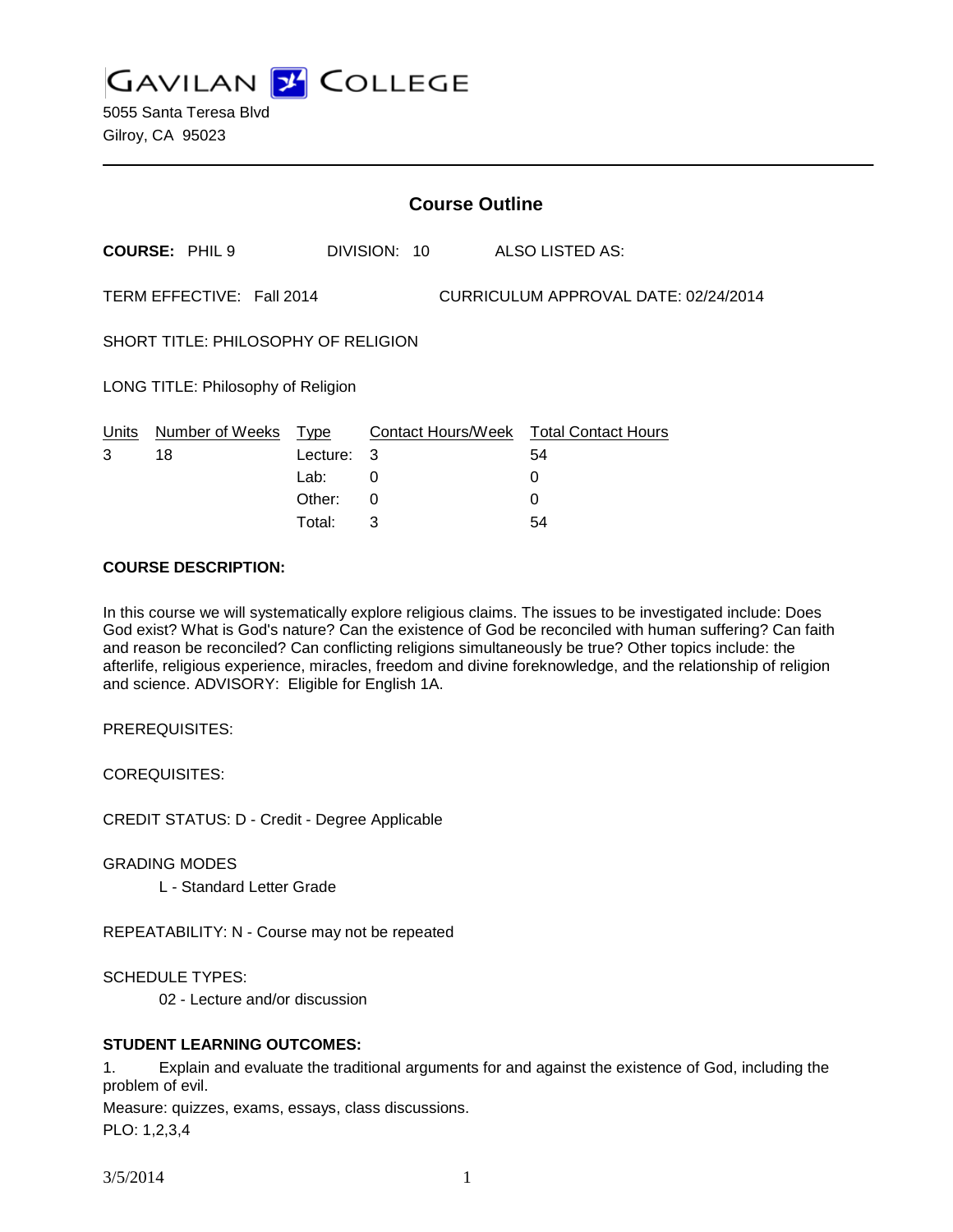# GAVILAN COLLEGE

5055 Santa Teresa Blvd
Gilroy, CA 95023

## Course Outline

**COURSE:** PHIL 9 DIVISION: 10 ALSO LISTED AS:

TERM EFFECTIVE: Fall 2014 CURRICULUM APPROVAL DATE: 02/24/2014

SHORT TITLE: PHILOSOPHY OF RELIGION

LONG TITLE: Philosophy of Religion

| Units | Number of Weeks | Type | Contact Hours/Week | Total Contact Hours |
|---|---|---|---|---|
| 3 | 18 | Lecture: | 3 | 54 |
| | | Lab: | 0 | 0 |
| | | Other: | 0 | 0 |
| | | Total: | 3 | 54 |

**COURSE DESCRIPTION:**

In this course we will systematically explore religious claims. The issues to be investigated include: Does God exist? What is God's nature? Can the existence of God be reconciled with human suffering? Can faith and reason be reconciled? Can conflicting religions simultaneously be true? Other topics include: the afterlife, religious experience, miracles, freedom and divine foreknowledge, and the relationship of religion and science. ADVISORY: Eligible for English 1A.

PREREQUISITES:

COREQUISITES:

CREDIT STATUS: D - Credit - Degree Applicable

GRADING MODES

L - Standard Letter Grade

REPEATABILITY: N - Course may not be repeated

SCHEDULE TYPES:

02 - Lecture and/or discussion

**STUDENT LEARNING OUTCOMES:**

1. Explain and evaluate the traditional arguments for and against the existence of God, including the problem of evil.

Measure: quizzes, exams, essays, class discussions.

PLO: 1,2,3,4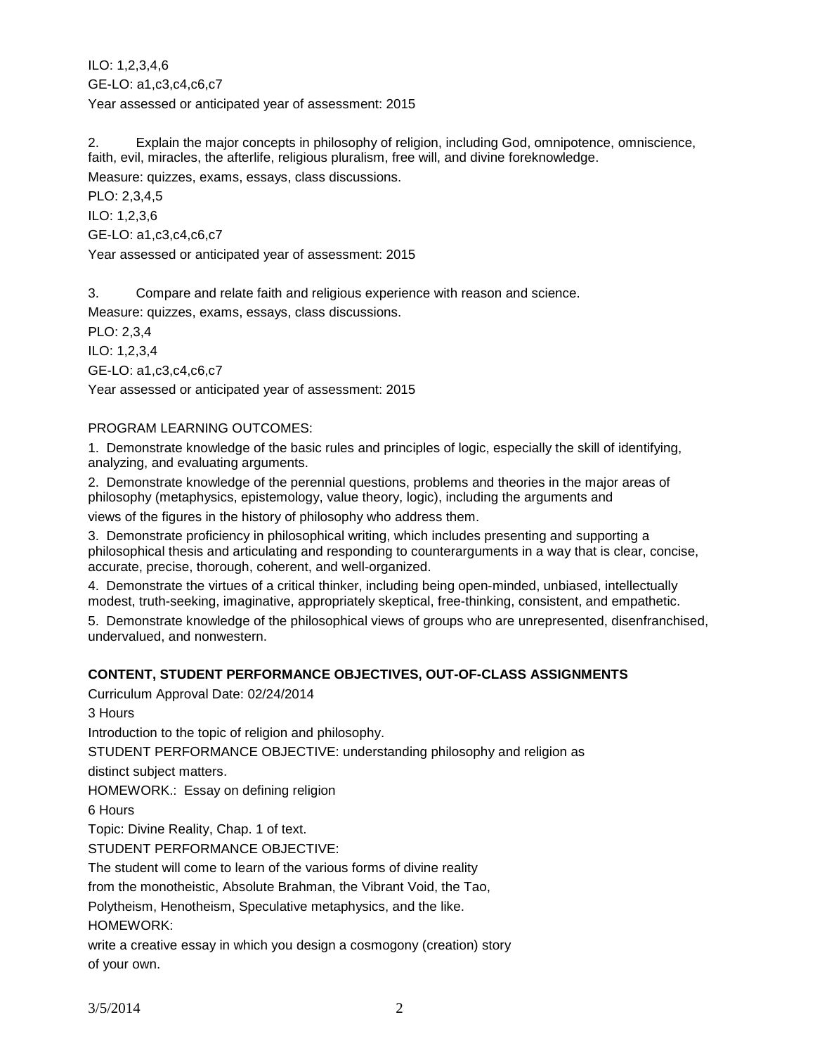ILO: 1,2,3,4,6

GE-LO: a1,c3,c4,c6,c7

Year assessed or anticipated year of assessment: 2015

2. Explain the major concepts in philosophy of religion, including God, omnipotence, omniscience, faith, evil, miracles, the afterlife, religious pluralism, free will, and divine foreknowledge.

Measure: quizzes, exams, essays, class discussions.

PLO: 2,3,4,5

ILO: 1,2,3,6

GE-LO: a1,c3,c4,c6,c7

Year assessed or anticipated year of assessment: 2015

3. Compare and relate faith and religious experience with reason and science.

Measure: quizzes, exams, essays, class discussions.

PLO: 2,3,4

ILO: 1,2,3,4

GE-LO: a1,c3,c4,c6,c7

Year assessed or anticipated year of assessment: 2015

PROGRAM LEARNING OUTCOMES:

1. Demonstrate knowledge of the basic rules and principles of logic, especially the skill of identifying, analyzing, and evaluating arguments.
2. Demonstrate knowledge of the perennial questions, problems and theories in the major areas of philosophy (metaphysics, epistemology, value theory, logic), including the arguments and views of the figures in the history of philosophy who address them.
3. Demonstrate proficiency in philosophical writing, which includes presenting and supporting a philosophical thesis and articulating and responding to counterarguments in a way that is clear, concise, accurate, precise, thorough, coherent, and well-organized.
4. Demonstrate the virtues of a critical thinker, including being open-minded, unbiased, intellectually modest, truth-seeking, imaginative, appropriately skeptical, free-thinking, consistent, and empathetic.
5. Demonstrate knowledge of the philosophical views of groups who are unrepresented, disenfranchised, undervalued, and nonwestern.

**CONTENT, STUDENT PERFORMANCE OBJECTIVES, OUT-OF-CLASS ASSIGNMENTS**

Curriculum Approval Date: 02/24/2014

3 Hours

Introduction to the topic of religion and philosophy.

STUDENT PERFORMANCE OBJECTIVE: understanding philosophy and religion as distinct subject matters.

HOMEWORK.: Essay on defining religion

6 Hours

Topic: Divine Reality, Chap. 1 of text.

STUDENT PERFORMANCE OBJECTIVE:

The student will come to learn of the various forms of divine reality from the monotheistic, Absolute Brahman, the Vibrant Void, the Tao, Polytheism, Henotheism, Speculative metaphysics, and the like.

HOMEWORK:

write a creative essay in which you design a cosmogony (creation) story of your own.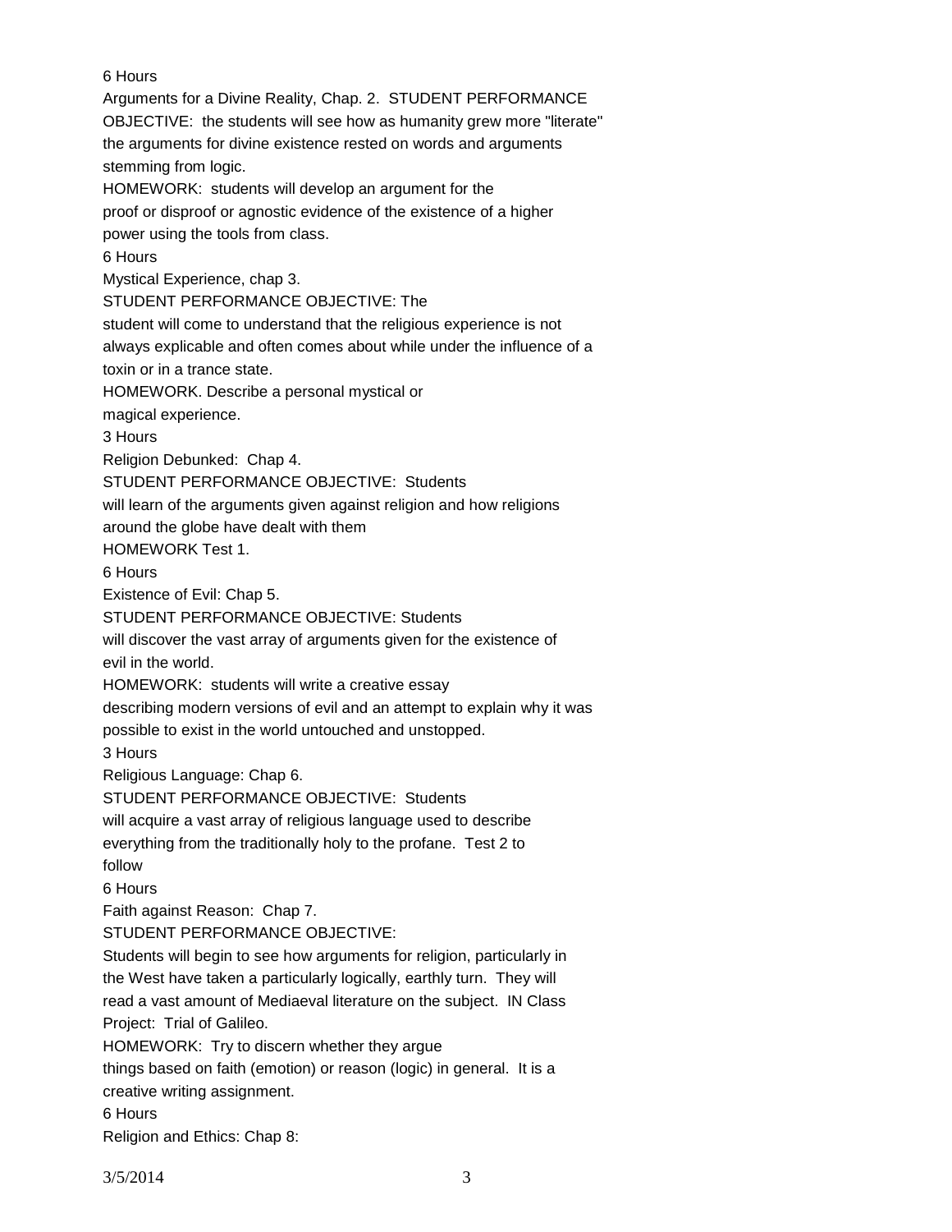6 Hours

Arguments for a Divine Reality, Chap. 2. STUDENT PERFORMANCE OBJECTIVE: the students will see how as humanity grew more "literate" the arguments for divine existence rested on words and arguments stemming from logic.

HOMEWORK: students will develop an argument for the proof or disproof or agnostic evidence of the existence of a higher power using the tools from class.

6 Hours

Mystical Experience, chap 3.

STUDENT PERFORMANCE OBJECTIVE: The student will come to understand that the religious experience is not always explicable and often comes about while under the influence of a toxin or in a trance state.

HOMEWORK. Describe a personal mystical or magical experience.

3 Hours

Religion Debunked: Chap 4.

STUDENT PERFORMANCE OBJECTIVE: Students will learn of the arguments given against religion and how religions around the globe have dealt with them

HOMEWORK Test 1.

6 Hours

Existence of Evil: Chap 5.

STUDENT PERFORMANCE OBJECTIVE: Students will discover the vast array of arguments given for the existence of evil in the world.

HOMEWORK: students will write a creative essay describing modern versions of evil and an attempt to explain why it was possible to exist in the world untouched and unstopped.

3 Hours

Religious Language: Chap 6.

STUDENT PERFORMANCE OBJECTIVE: Students will acquire a vast array of religious language used to describe everything from the traditionally holy to the profane. Test 2 to follow

6 Hours

Faith against Reason: Chap 7.

STUDENT PERFORMANCE OBJECTIVE:

Students will begin to see how arguments for religion, particularly in the West have taken a particularly logically, earthly turn. They will read a vast amount of Mediaeval literature on the subject. IN Class Project: Trial of Galileo.

HOMEWORK: Try to discern whether they argue things based on faith (emotion) or reason (logic) in general. It is a creative writing assignment.

6 Hours

Religion and Ethics: Chap 8: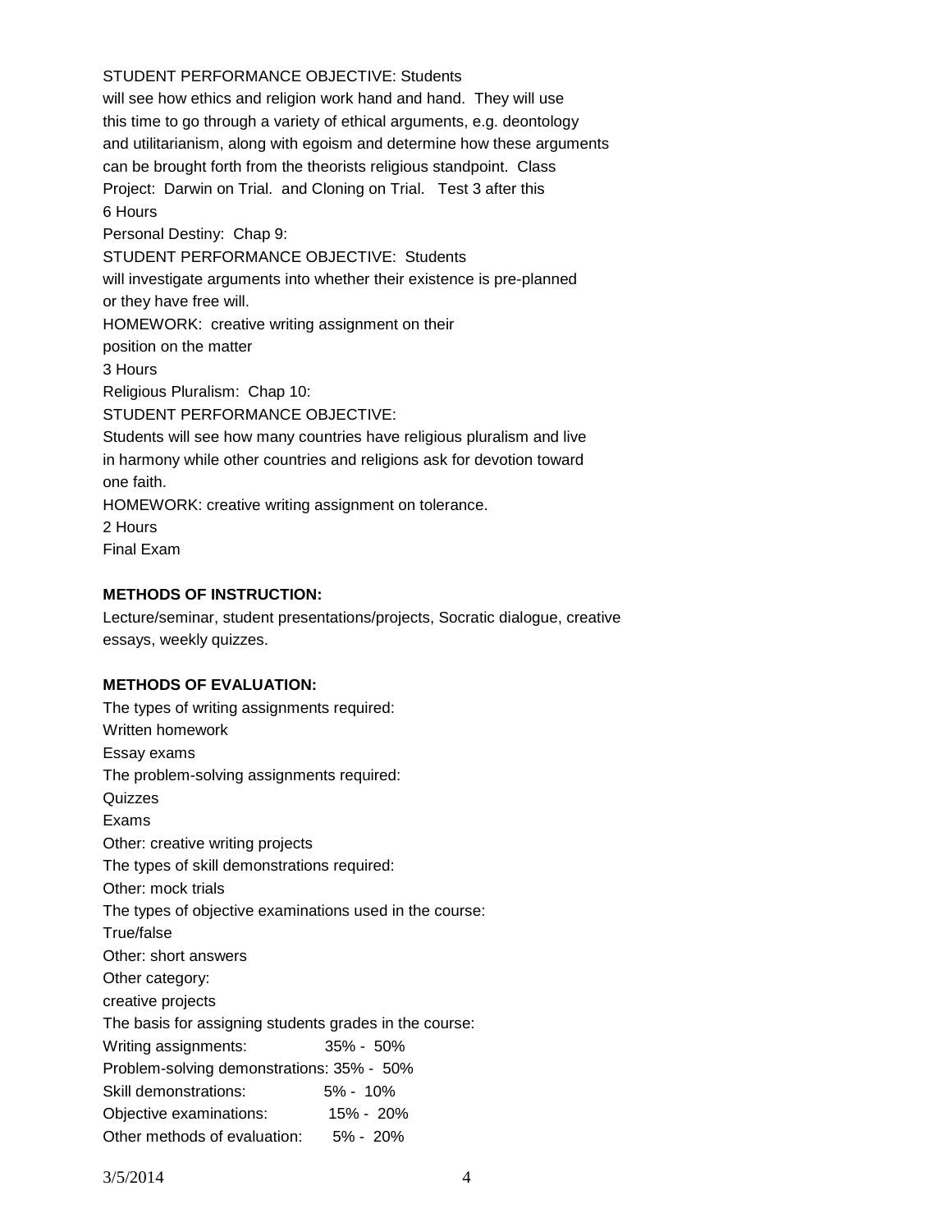STUDENT PERFORMANCE OBJECTIVE: Students will see how ethics and religion work hand and hand. They will use this time to go through a variety of ethical arguments, e.g. deontology and utilitarianism, along with egoism and determine how these arguments can be brought forth from the theorists religious standpoint. Class Project: Darwin on Trial. and Cloning on Trial. Test 3 after this

6 Hours

Personal Destiny: Chap 9:

STUDENT PERFORMANCE OBJECTIVE: Students will investigate arguments into whether their existence is pre-planned or they have free will.

HOMEWORK: creative writing assignment on their position on the matter

3 Hours

Religious Pluralism: Chap 10:

STUDENT PERFORMANCE OBJECTIVE:

Students will see how many countries have religious pluralism and live in harmony while other countries and religions ask for devotion toward one faith.

HOMEWORK: creative writing assignment on tolerance.

2 Hours

Final Exam

**METHODS OF INSTRUCTION:**

Lecture/seminar, student presentations/projects, Socratic dialogue, creative essays, weekly quizzes.

**METHODS OF EVALUATION:**

The types of writing assignments required:

Written homework

Essay exams

The problem-solving assignments required:

Quizzes

Exams

Other: creative writing projects

The types of skill demonstrations required:

Other: mock trials

The types of objective examinations used in the course:

True/false

Other: short answers

Other category:

creative projects

The basis for assigning students grades in the course:

| | |
|---|---|
| Writing assignments: | 35% - 50% |
| Problem-solving demonstrations: | 35% - 50% |
| Skill demonstrations: | 5% - 10% |
| Objective examinations: | 15% - 20% |
| Other methods of evaluation: | 5% - 20% |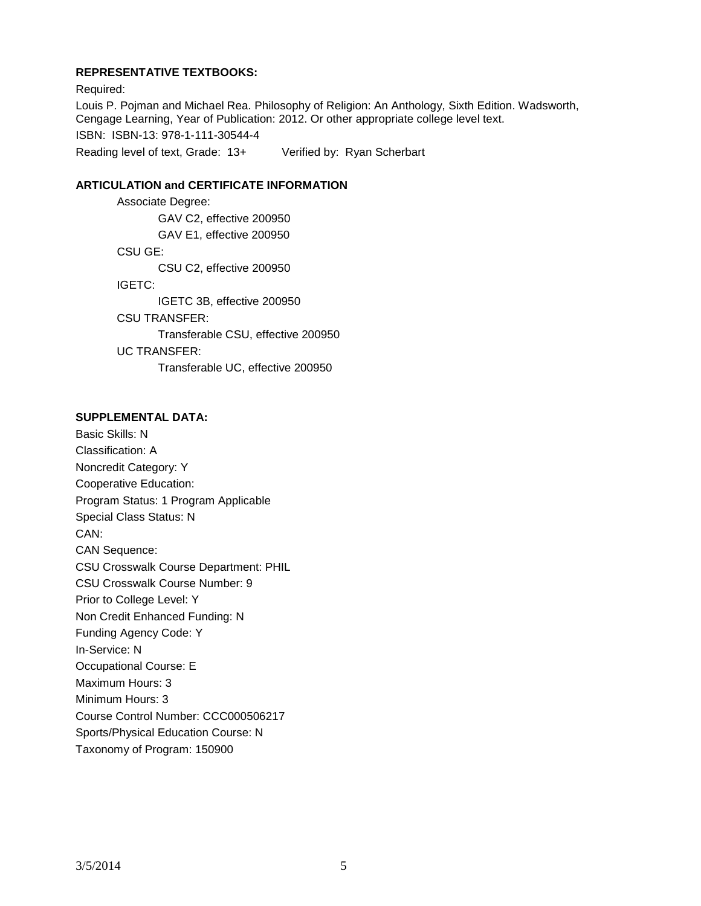**REPRESENTATIVE TEXTBOOKS:**

Required:

Louis P. Pojman and Michael Rea. Philosophy of Religion: An Anthology, Sixth Edition. Wadsworth, Cengage Learning, Year of Publication: 2012. Or other appropriate college level text.

ISBN: ISBN-13: 978-1-111-30544-4

Reading level of text, Grade: 13+ Verified by: Ryan Scherbart

**ARTICULATION and CERTIFICATE INFORMATION**

Associate Degree:
- GAV C2, effective 200950
- GAV E1, effective 200950

CSU GE:
- CSU C2, effective 200950

IGETC:
- IGETC 3B, effective 200950

CSU TRANSFER:
- Transferable CSU, effective 200950

UC TRANSFER:
- Transferable UC, effective 200950

**SUPPLEMENTAL DATA:**

Basic Skills: N
Classification: A
Noncredit Category: Y
Cooperative Education:
Program Status: 1 Program Applicable
Special Class Status: N
CAN:
CAN Sequence:
CSU Crosswalk Course Department: PHIL
CSU Crosswalk Course Number: 9
Prior to College Level: Y
Non Credit Enhanced Funding: N
Funding Agency Code: Y
In-Service: N
Occupational Course: E
Maximum Hours: 3
Minimum Hours: 3
Course Control Number: CCC000506217
Sports/Physical Education Course: N
Taxonomy of Program: 150900